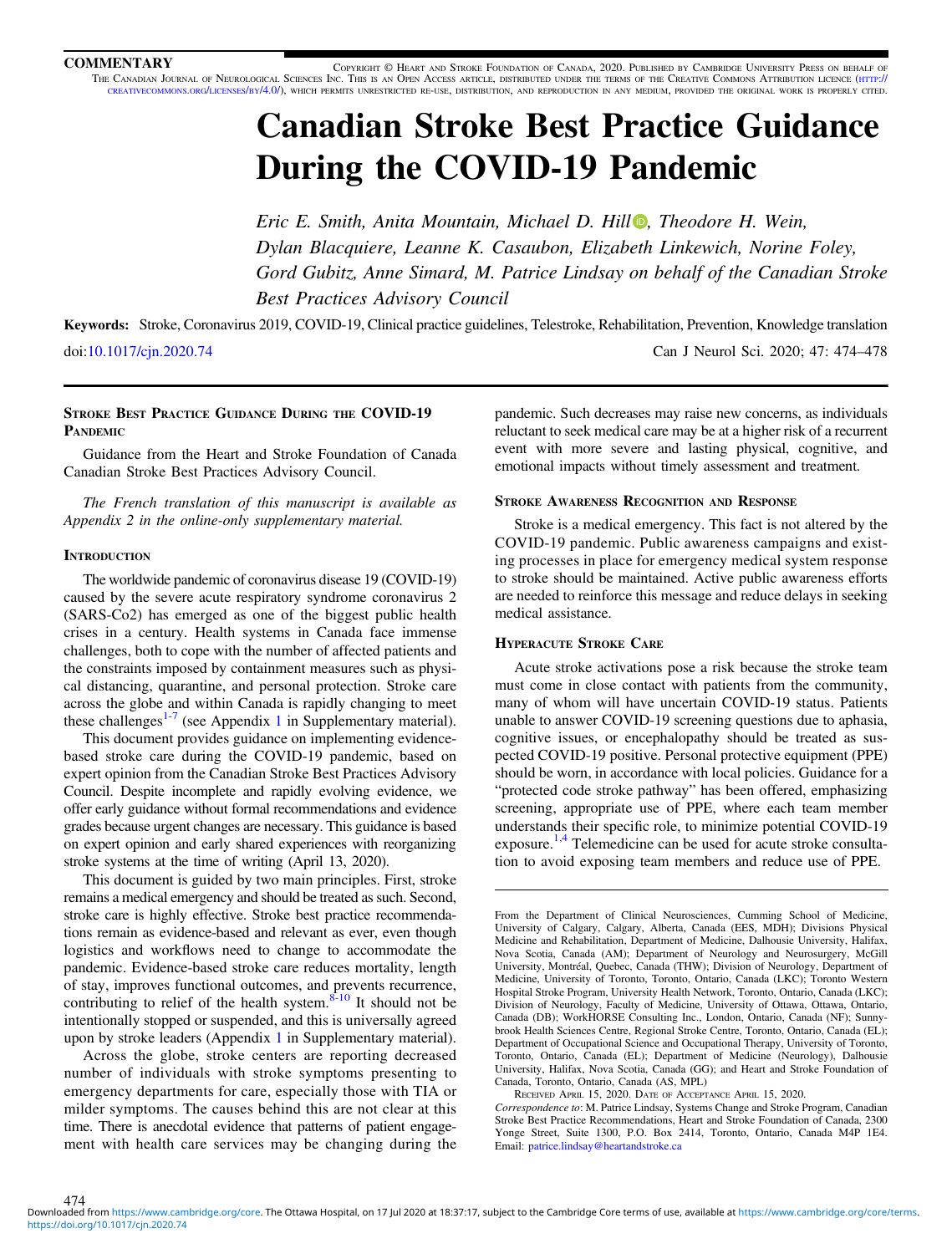COMMENTARY

Copyright © Heart and Stroke Foundation of Canada, 2020. Published by Cambridge University Press on behalf of The Canadian Journal of Neurological Sciences Inc. This is an Open Access article, distributed under the terms of the Creative Commons Attribution licence (http://creativecommons.org/licenses/by/4.0/), which permits unrestricted re-use, distribution, and reproduction in any medium, provided the original work is properly cited.

# Canadian Stroke Best Practice Guidance During the COVID-19 Pandemic

*Eric E. Smith, Anita Mountain, Michael D. Hill, Theodore H. Wein, Dylan Blacquiere, Leanne K. Casaubon, Elizabeth Linkewich, Norine Foley, Gord Gubitz, Anne Simard, M. Patrice Lindsay on behalf of the Canadian Stroke Best Practices Advisory Council*

**Keywords:** Stroke, Coronavirus 2019, COVID-19, Clinical practice guidelines, Telestroke, Rehabilitation, Prevention, Knowledge translation

doi:10.1017/cjn.2020.74

## Stroke Best Practice Guidance During the COVID-19 Pandemic

Guidance from the Heart and Stroke Foundation of Canada Canadian Stroke Best Practices Advisory Council.

*The French translation of this manuscript is available as Appendix 2 in the online-only supplementary material.*

### Introduction

The worldwide pandemic of coronavirus disease 19 (COVID-19) caused by the severe acute respiratory syndrome coronavirus 2 (SARS-Co2) has emerged as one of the biggest public health crises in a century. Health systems in Canada face immense challenges, both to cope with the number of affected patients and the constraints imposed by containment measures such as physical distancing, quarantine, and personal protection. Stroke care across the globe and within Canada is rapidly changing to meet these challenges[1-7] (see Appendix 1 in Supplementary material).

This document provides guidance on implementing evidence-based stroke care during the COVID-19 pandemic, based on expert opinion from the Canadian Stroke Best Practices Advisory Council. Despite incomplete and rapidly evolving evidence, we offer early guidance without formal recommendations and evidence grades because urgent changes are necessary. This guidance is based on expert opinion and early shared experiences with reorganizing stroke systems at the time of writing (April 13, 2020).

This document is guided by two main principles. First, stroke remains a medical emergency and should be treated as such. Second, stroke care is highly effective. Stroke best practice recommendations remain as evidence-based and relevant as ever, even though logistics and workflows need to change to accommodate the pandemic. Evidence-based stroke care reduces mortality, length of stay, improves functional outcomes, and prevents recurrence, contributing to relief of the health system.[8-10] It should not be intentionally stopped or suspended, and this is universally agreed upon by stroke leaders (Appendix 1 in Supplementary material).

Across the globe, stroke centers are reporting decreased number of individuals with stroke symptoms presenting to emergency departments for care, especially those with TIA or milder symptoms. The causes behind this are not clear at this time. There is anecdotal evidence that patterns of patient engagement with health care services may be changing during the pandemic. Such decreases may raise new concerns, as individuals reluctant to seek medical care may be at a higher risk of a recurrent event with more severe and lasting physical, cognitive, and emotional impacts without timely assessment and treatment.

### Stroke Awareness Recognition and Response

Stroke is a medical emergency. This fact is not altered by the COVID-19 pandemic. Public awareness campaigns and existing processes in place for emergency medical system response to stroke should be maintained. Active public awareness efforts are needed to reinforce this message and reduce delays in seeking medical assistance.

### Hyperacute Stroke Care

Acute stroke activations pose a risk because the stroke team must come in close contact with patients from the community, many of whom will have uncertain COVID-19 status. Patients unable to answer COVID-19 screening questions due to aphasia, cognitive issues, or encephalopathy should be treated as suspected COVID-19 positive. Personal protective equipment (PPE) should be worn, in accordance with local policies. Guidance for a "protected code stroke pathway" has been offered, emphasizing screening, appropriate use of PPE, where each team member understands their specific role, to minimize potential COVID-19 exposure.[1,4] Telemedicine can be used for acute stroke consultation to avoid exposing team members and reduce use of PPE.

---

From the Department of Clinical Neurosciences, Cumming School of Medicine, University of Calgary, Calgary, Alberta, Canada (EES, MDH); Divisions Physical Medicine and Rehabilitation, Department of Medicine, Dalhousie University, Halifax, Nova Scotia, Canada (AM); Department of Neurology and Neurosurgery, McGill University, Montréal, Quebec, Canada (THW); Division of Neurology, Department of Medicine, University of Toronto, Toronto, Ontario, Canada (LKC); Toronto Western Hospital Stroke Program, University Health Network, Toronto, Ontario, Canada (LKC); Division of Neurology, Faculty of Medicine, University of Ottawa, Ottawa, Ontario, Canada (DB); WorkHORSE Consulting Inc., London, Ontario, Canada (NF); Sunnybrook Health Sciences Centre, Regional Stroke Centre, Toronto, Ontario, Canada (EL); Department of Occupational Science and Occupational Therapy, University of Toronto, Toronto, Ontario, Canada (EL); Department of Medicine (Neurology), Dalhousie University, Halifax, Nova Scotia, Canada (GG); and Heart and Stroke Foundation of Canada, Toronto, Ontario, Canada (AS, MPL)

Received April 15, 2020. Date of Acceptance April 15, 2020.

*Correspondence to*: M. Patrice Lindsay, Systems Change and Stroke Program, Canadian Stroke Best Practice Recommendations, Heart and Stroke Foundation of Canada, 2300 Yonge Street, Suite 1300, P.O. Box 2414, Toronto, Ontario, Canada M4P 1E4. Email: patrice.lindsay@heartandstroke.ca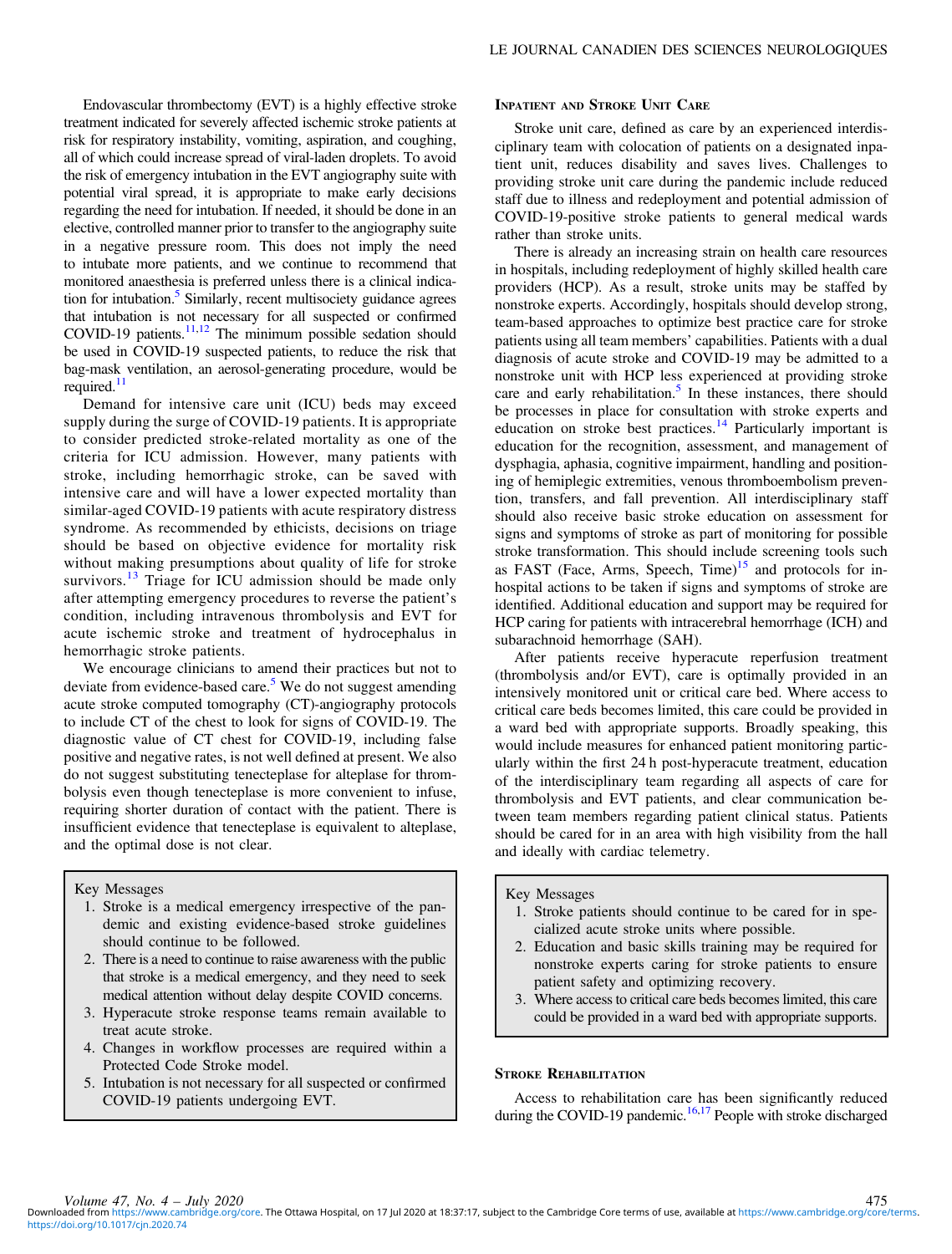Endovascular thrombectomy (EVT) is a highly effective stroke treatment indicated for severely affected ischemic stroke patients at risk for respiratory instability, vomiting, aspiration, and coughing, all of which could increase spread of viral-laden droplets. To avoid the risk of emergency intubation in the EVT angiography suite with potential viral spread, it is appropriate to make early decisions regarding the need for intubation. If needed, it should be done in an elective, controlled manner prior to transfer to the angiography suite in a negative pressure room. This does not imply the need to intubate more patients, and we continue to recommend that monitored anaesthesia is preferred unless there is a clinical indication for intubation.[5] Similarly, recent multisociety guidance agrees that intubation is not necessary for all suspected or confirmed COVID-19 patients.[11,12] The minimum possible sedation should be used in COVID-19 suspected patients, to reduce the risk that bag-mask ventilation, an aerosol-generating procedure, would be required.[11]

Demand for intensive care unit (ICU) beds may exceed supply during the surge of COVID-19 patients. It is appropriate to consider predicted stroke-related mortality as one of the criteria for ICU admission. However, many patients with stroke, including hemorrhagic stroke, can be saved with intensive care and will have a lower expected mortality than similar-aged COVID-19 patients with acute respiratory distress syndrome. As recommended by ethicists, decisions on triage should be based on objective evidence for mortality risk without making presumptions about quality of life for stroke survivors.[13] Triage for ICU admission should be made only after attempting emergency procedures to reverse the patient's condition, including intravenous thrombolysis and EVT for acute ischemic stroke and treatment of hydrocephalus in hemorrhagic stroke patients.

We encourage clinicians to amend their practices but not to deviate from evidence-based care.[5] We do not suggest amending acute stroke computed tomography (CT)-angiography protocols to include CT of the chest to look for signs of COVID-19. The diagnostic value of CT chest for COVID-19, including false positive and negative rates, is not well defined at present. We also do not suggest substituting tenecteplase for alteplase for thrombolysis even though tenecteplase is more convenient to infuse, requiring shorter duration of contact with the patient. There is insufficient evidence that tenecteplase is equivalent to alteplase, and the optimal dose is not clear.

> Key Messages
> 1. Stroke is a medical emergency irrespective of the pandemic and existing evidence-based stroke guidelines should continue to be followed.
> 2. There is a need to continue to raise awareness with the public that stroke is a medical emergency, and they need to seek medical attention without delay despite COVID concerns.
> 3. Hyperacute stroke response teams remain available to treat acute stroke.
> 4. Changes in workflow processes are required within a Protected Code Stroke model.
> 5. Intubation is not necessary for all suspected or confirmed COVID-19 patients undergoing EVT.

## Inpatient and Stroke Unit Care

Stroke unit care, defined as care by an experienced interdisciplinary team with colocation of patients on a designated inpatient unit, reduces disability and saves lives. Challenges to providing stroke unit care during the pandemic include reduced staff due to illness and redeployment and potential admission of COVID-19-positive stroke patients to general medical wards rather than stroke units.

There is already an increasing strain on health care resources in hospitals, including redeployment of highly skilled health care providers (HCP). As a result, stroke units may be staffed by nonstroke experts. Accordingly, hospitals should develop strong, team-based approaches to optimize best practice care for stroke patients using all team members' capabilities. Patients with a dual diagnosis of acute stroke and COVID-19 may be admitted to a nonstroke unit with HCP less experienced at providing stroke care and early rehabilitation.[5] In these instances, there should be processes in place for consultation with stroke experts and education on stroke best practices.[14] Particularly important is education for the recognition, assessment, and management of dysphagia, aphasia, cognitive impairment, handling and positioning of hemiplegic extremities, venous thromboembolism prevention, transfers, and fall prevention. All interdisciplinary staff should also receive basic stroke education on assessment for signs and symptoms of stroke as part of monitoring for possible stroke transformation. This should include screening tools such as FAST (Face, Arms, Speech, Time)[15] and protocols for in-hospital actions to be taken if signs and symptoms of stroke are identified. Additional education and support may be required for HCP caring for patients with intracerebral hemorrhage (ICH) and subarachnoid hemorrhage (SAH).

After patients receive hyperacute reperfusion treatment (thrombolysis and/or EVT), care is optimally provided in an intensively monitored unit or critical care bed. Where access to critical care beds becomes limited, this care could be provided in a ward bed with appropriate supports. Broadly speaking, this would include measures for enhanced patient monitoring particularly within the first 24 h post-hyperacute treatment, education of the interdisciplinary team regarding all aspects of care for thrombolysis and EVT patients, and clear communication between team members regarding patient clinical status. Patients should be cared for in an area with high visibility from the hall and ideally with cardiac telemetry.

> Key Messages
> 1. Stroke patients should continue to be cared for in specialized acute stroke units where possible.
> 2. Education and basic skills training may be required for nonstroke experts caring for stroke patients to ensure patient safety and optimizing recovery.
> 3. Where access to critical care beds becomes limited, this care could be provided in a ward bed with appropriate supports.

## Stroke Rehabilitation

Access to rehabilitation care has been significantly reduced during the COVID-19 pandemic.[16,17] People with stroke discharged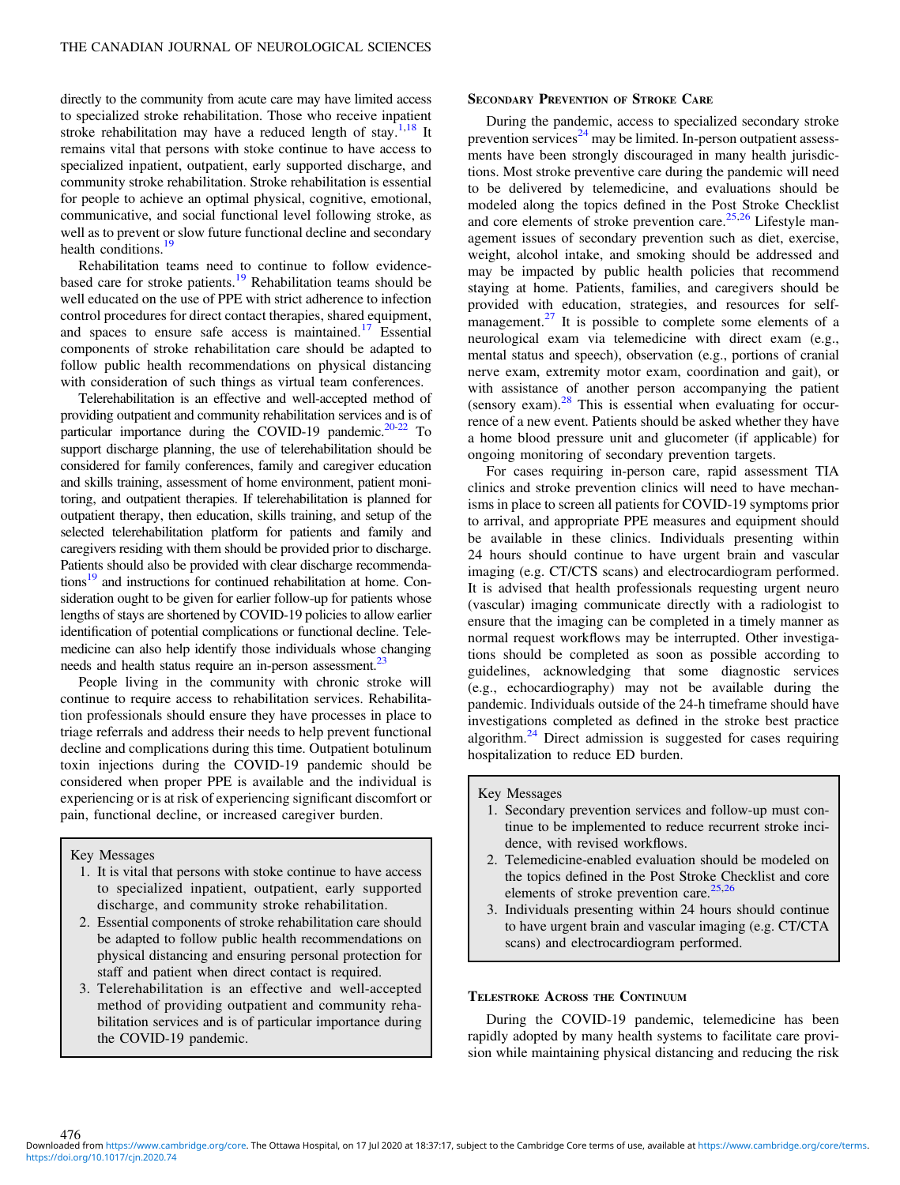directly to the community from acute care may have limited access to specialized stroke rehabilitation. Those who receive inpatient stroke rehabilitation may have a reduced length of stay.[1,18] It remains vital that persons with stoke continue to have access to specialized inpatient, outpatient, early supported discharge, and community stroke rehabilitation. Stroke rehabilitation is essential for people to achieve an optimal physical, cognitive, emotional, communicative, and social functional level following stroke, as well as to prevent or slow future functional decline and secondary health conditions.[19]

Rehabilitation teams need to continue to follow evidence-based care for stroke patients.[19] Rehabilitation teams should be well educated on the use of PPE with strict adherence to infection control procedures for direct contact therapies, shared equipment, and spaces to ensure safe access is maintained.[17] Essential components of stroke rehabilitation care should be adapted to follow public health recommendations on physical distancing with consideration of such things as virtual team conferences.

Telerehabilitation is an effective and well-accepted method of providing outpatient and community rehabilitation services and is of particular importance during the COVID-19 pandemic.[20-22] To support discharge planning, the use of telerehabilitation should be considered for family conferences, family and caregiver education and skills training, assessment of home environment, patient monitoring, and outpatient therapies. If telerehabilitation is planned for outpatient therapy, then education, skills training, and setup of the selected telerehabilitation platform for patients and family and caregivers residing with them should be provided prior to discharge. Patients should also be provided with clear discharge recommendations[19] and instructions for continued rehabilitation at home. Consideration ought to be given for earlier follow-up for patients whose lengths of stays are shortened by COVID-19 policies to allow earlier identification of potential complications or functional decline. Telemedicine can also help identify those individuals whose changing needs and health status require an in-person assessment.[23]

People living in the community with chronic stroke will continue to require access to rehabilitation services. Rehabilitation professionals should ensure they have processes in place to triage referrals and address their needs to help prevent functional decline and complications during this time. Outpatient botulinum toxin injections during the COVID-19 pandemic should be considered when proper PPE is available and the individual is experiencing or is at risk of experiencing significant discomfort or pain, functional decline, or increased caregiver burden.

> Key Messages
> 1. It is vital that persons with stoke continue to have access to specialized inpatient, outpatient, early supported discharge, and community stroke rehabilitation.
> 2. Essential components of stroke rehabilitation care should be adapted to follow public health recommendations on physical distancing and ensuring personal protection for staff and patient when direct contact is required.
> 3. Telerehabilitation is an effective and well-accepted method of providing outpatient and community rehabilitation services and is of particular importance during the COVID-19 pandemic.

## Secondary Prevention of Stroke Care

During the pandemic, access to specialized secondary stroke prevention services[24] may be limited. In-person outpatient assessments have been strongly discouraged in many health jurisdictions. Most stroke preventive care during the pandemic will need to be delivered by telemedicine, and evaluations should be modeled along the topics defined in the Post Stroke Checklist and core elements of stroke prevention care.[25,26] Lifestyle management issues of secondary prevention such as diet, exercise, weight, alcohol intake, and smoking should be addressed and may be impacted by public health policies that recommend staying at home. Patients, families, and caregivers should be provided with education, strategies, and resources for self-management.[27] It is possible to complete some elements of a neurological exam via telemedicine with direct exam (e.g., mental status and speech), observation (e.g., portions of cranial nerve exam, extremity motor exam, coordination and gait), or with assistance of another person accompanying the patient (sensory exam).[28] This is essential when evaluating for occurrence of a new event. Patients should be asked whether they have a home blood pressure unit and glucometer (if applicable) for ongoing monitoring of secondary prevention targets.

For cases requiring in-person care, rapid assessment TIA clinics and stroke prevention clinics will need to have mechanisms in place to screen all patients for COVID-19 symptoms prior to arrival, and appropriate PPE measures and equipment should be available in these clinics. Individuals presenting within 24 hours should continue to have urgent brain and vascular imaging (e.g. CT/CTS scans) and electrocardiogram performed. It is advised that health professionals requesting urgent neuro (vascular) imaging communicate directly with a radiologist to ensure that the imaging can be completed in a timely manner as normal request workflows may be interrupted. Other investigations should be completed as soon as possible according to guidelines, acknowledging that some diagnostic services (e.g., echocardiography) may not be available during the pandemic. Individuals outside of the 24-h timeframe should have investigations completed as defined in the stroke best practice algorithm.[24] Direct admission is suggested for cases requiring hospitalization to reduce ED burden.

> Key Messages
> 1. Secondary prevention services and follow-up must continue to be implemented to reduce recurrent stroke incidence, with revised workflows.
> 2. Telemedicine-enabled evaluation should be modeled on the topics defined in the Post Stroke Checklist and core elements of stroke prevention care.[25,26]
> 3. Individuals presenting within 24 hours should continue to have urgent brain and vascular imaging (e.g. CT/CTA scans) and electrocardiogram performed.

## Telestroke Across the Continuum

During the COVID-19 pandemic, telemedicine has been rapidly adopted by many health systems to facilitate care provision while maintaining physical distancing and reducing the risk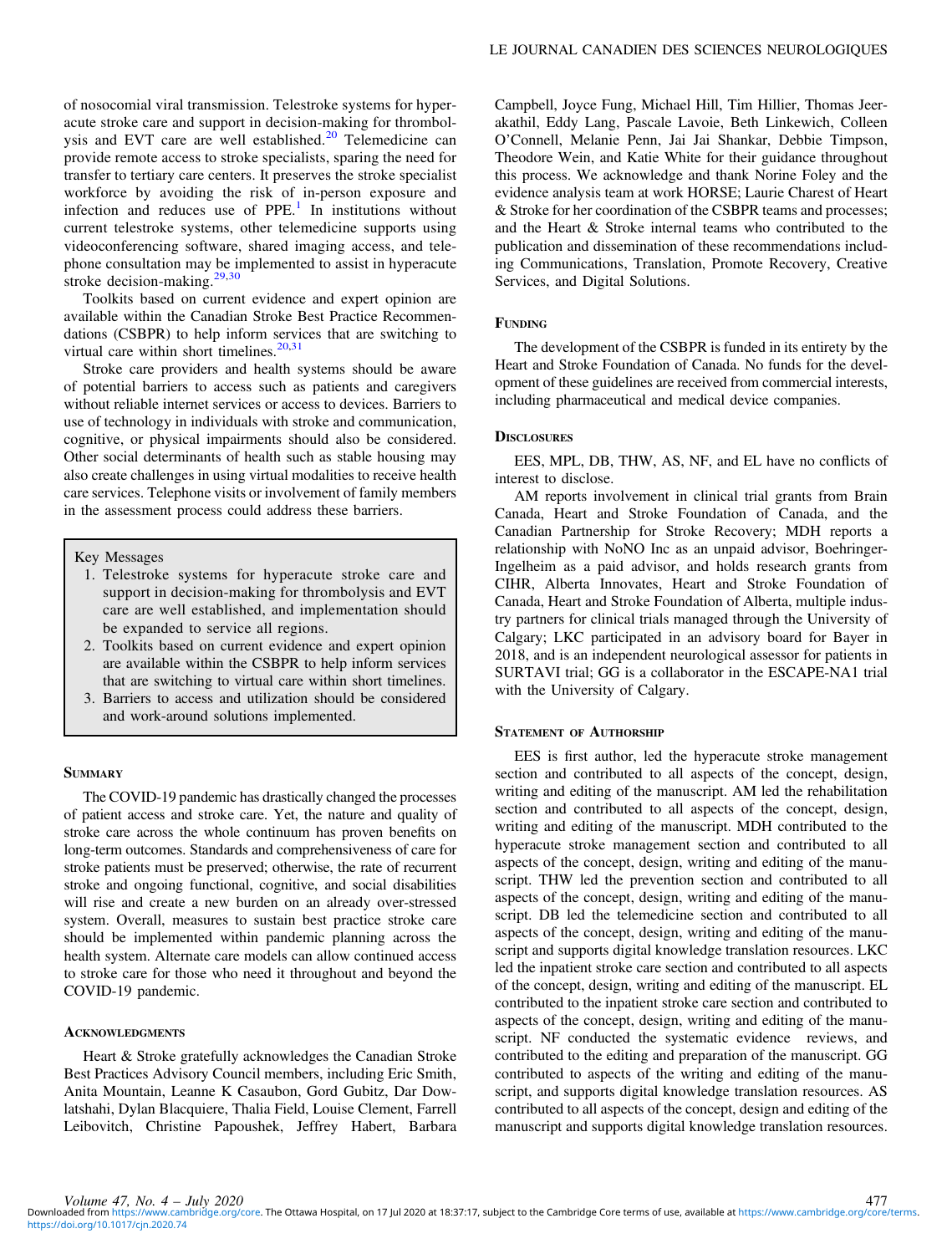of nosocomial viral transmission. Telestroke systems for hyperacute stroke care and support in decision-making for thrombolysis and EVT care are well established.[20] Telemedicine can provide remote access to stroke specialists, sparing the need for transfer to tertiary care centers. It preserves the stroke specialist workforce by avoiding the risk of in-person exposure and infection and reduces use of PPE.[1] In institutions without current telestroke systems, other telemedicine supports using videoconferencing software, shared imaging access, and telephone consultation may be implemented to assist in hyperacute stroke decision-making.[29,30]

Toolkits based on current evidence and expert opinion are available within the Canadian Stroke Best Practice Recommendations (CSBPR) to help inform services that are switching to virtual care within short timelines.[20,31]

Stroke care providers and health systems should be aware of potential barriers to access such as patients and caregivers without reliable internet services or access to devices. Barriers to use of technology in individuals with stroke and communication, cognitive, or physical impairments should also be considered. Other social determinants of health such as stable housing may also create challenges in using virtual modalities to receive health care services. Telephone visits or involvement of family members in the assessment process could address these barriers.

> Key Messages
> 1. Telestroke systems for hyperacute stroke care and support in decision-making for thrombolysis and EVT care are well established, and implementation should be expanded to service all regions.
> 2. Toolkits based on current evidence and expert opinion are available within the CSBPR to help inform services that are switching to virtual care within short timelines.
> 3. Barriers to access and utilization should be considered and work-around solutions implemented.

## Summary

The COVID-19 pandemic has drastically changed the processes of patient access and stroke care. Yet, the nature and quality of stroke care across the whole continuum has proven benefits on long-term outcomes. Standards and comprehensiveness of care for stroke patients must be preserved; otherwise, the rate of recurrent stroke and ongoing functional, cognitive, and social disabilities will rise and create a new burden on an already over-stressed system. Overall, measures to sustain best practice stroke care should be implemented within pandemic planning across the health system. Alternate care models can allow continued access to stroke care for those who need it throughout and beyond the COVID-19 pandemic.

## Acknowledgments

Heart & Stroke gratefully acknowledges the Canadian Stroke Best Practices Advisory Council members, including Eric Smith, Anita Mountain, Leanne K Casaubon, Gord Gubitz, Dar Dowlatshahi, Dylan Blacquiere, Thalia Field, Louise Clement, Farrell Leibovitch, Christine Papoushek, Jeffrey Habert, Barbara Campbell, Joyce Fung, Michael Hill, Tim Hillier, Thomas Jeerakathil, Eddy Lang, Pascale Lavoie, Beth Linkewich, Colleen O'Connell, Melanie Penn, Jai Jai Shankar, Debbie Timpson, Theodore Wein, and Katie White for their guidance throughout this process. We acknowledge and thank Norine Foley and the evidence analysis team at work HORSE; Laurie Charest of Heart & Stroke for her coordination of the CSBPR teams and processes; and the Heart & Stroke internal teams who contributed to the publication and dissemination of these recommendations including Communications, Translation, Promote Recovery, Creative Services, and Digital Solutions.

## Funding

The development of the CSBPR is funded in its entirety by the Heart and Stroke Foundation of Canada. No funds for the development of these guidelines are received from commercial interests, including pharmaceutical and medical device companies.

## Disclosures

EES, MPL, DB, THW, AS, NF, and EL have no conflicts of interest to disclose.

AM reports involvement in clinical trial grants from Brain Canada, Heart and Stroke Foundation of Canada, and the Canadian Partnership for Stroke Recovery; MDH reports a relationship with NoNO Inc as an unpaid advisor, Boehringer-Ingelheim as a paid advisor, and holds research grants from CIHR, Alberta Innovates, Heart and Stroke Foundation of Canada, Heart and Stroke Foundation of Alberta, multiple industry partners for clinical trials managed through the University of Calgary; LKC participated in an advisory board for Bayer in 2018, and is an independent neurological assessor for patients in SURTAVI trial; GG is a collaborator in the ESCAPE-NA1 trial with the University of Calgary.

## Statement of Authorship

EES is first author, led the hyperacute stroke management section and contributed to all aspects of the concept, design, writing and editing of the manuscript. AM led the rehabilitation section and contributed to all aspects of the concept, design, writing and editing of the manuscript. MDH contributed to the hyperacute stroke management section and contributed to all aspects of the concept, design, writing and editing of the manuscript. THW led the prevention section and contributed to all aspects of the concept, design, writing and editing of the manuscript. DB led the telemedicine section and contributed to all aspects of the concept, design, writing and editing of the manuscript and supports digital knowledge translation resources. LKC led the inpatient stroke care section and contributed to all aspects of the concept, design, writing and editing of the manuscript. EL contributed to the inpatient stroke care section and contributed to aspects of the concept, design, writing and editing of the manuscript. NF conducted the systematic evidence reviews, and contributed to the editing and preparation of the manuscript. GG contributed to aspects of the writing and editing of the manuscript, and supports digital knowledge translation resources. AS contributed to all aspects of the concept, design and editing of the manuscript and supports digital knowledge translation resources.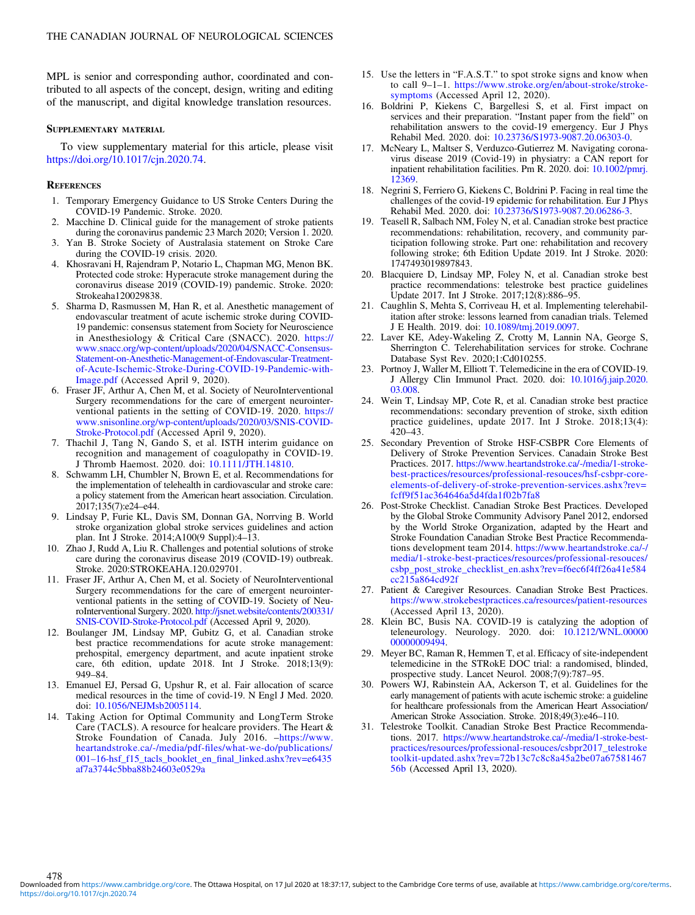MPL is senior and corresponding author, coordinated and contributed to all aspects of the concept, design, writing and editing of the manuscript, and digital knowledge translation resources.

## Supplementary material

To view supplementary material for this article, please visit https://doi.org/10.1017/cjn.2020.74.

## References

1. Temporary Emergency Guidance to US Stroke Centers During the COVID-19 Pandemic. Stroke. 2020.
2. Macchine D. Clinical guide for the management of stroke patients during the coronavirus pandemic 23 March 2020; Version 1. 2020.
3. Yan B. Stroke Society of Australasia statement on Stroke Care during the COVID-19 crisis. 2020.
4. Khosravani H, Rajendram P, Notario L, Chapman MG, Menon BK. Protected code stroke: Hyperacute stroke management during the coronavirus disease 2019 (COVID-19) pandemic. Stroke. 2020: Strokeaha120029838.
5. Sharma D, Rasmussen M, Han R, et al. Anesthetic management of endovascular treatment of acute ischemic stroke during COVID-19 pandemic: consensus statement from Society for Neuroscience in Anesthesiology & Critical Care (SNACC). 2020. https://www.snacc.org/wp-content/uploads/2020/04/SNACC-Consensus-Statement-on-Anesthetic-Management-of-Endovascular-Treatment-of-Acute-Ischemic-Stroke-During-COVID-19-Pandemic-with-Image.pdf (Accessed April 9, 2020).
6. Fraser JF, Arthur A, Chen M, et al. Society of NeuroInterventional Surgery recommendations for the care of emergent neurointerventional patients in the setting of COVID-19. 2020. https://www.snisonline.org/wp-content/uploads/2020/03/SNIS-COVID-Stroke-Protocol.pdf (Accessed April 9, 2020).
7. Thachil J, Tang N, Gando S, et al. ISTH interim guidance on recognition and management of coagulopathy in COVID-19. J Thromb Haemost. 2020. doi: 10.1111/JTH.14810.
8. Schwamm LH, Chumbler N, Brown E, et al. Recommendations for the implementation of telehealth in cardiovascular and stroke care: a policy statement from the American heart association. Circulation. 2017;135(7):e24–e44.
9. Lindsay P, Furie KL, Davis SM, Donnan GA, Norrving B. World stroke organization global stroke services guidelines and action plan. Int J Stroke. 2014;A100(9 Suppl):4–13.
10. Zhao J, Rudd A, Liu R. Challenges and potential solutions of stroke care during the coronavirus disease 2019 (COVID-19) outbreak. Stroke. 2020:STROKEAHA.120.029701.
11. Fraser JF, Arthur A, Chen M, et al. Society of NeuroInterventional Surgery recommendations for the care of emergent neurointerventional patients in the setting of COVID-19. Society of NeuroInterventional Surgery. 2020. http://jsnet.website/contents/200331/SNIS-COVID-Stroke-Protocol.pdf (Accessed April 9, 2020).
12. Boulanger JM, Lindsay MP, Gubitz G, et al. Canadian stroke best practice recommendations for acute stroke management: prehospital, emergency department, and acute inpatient stroke care, 6th edition, update 2018. Int J Stroke. 2018;13(9):949–84.
13. Emanuel EJ, Persad G, Upshur R, et al. Fair allocation of scarce medical resources in the time of covid-19. N Engl J Med. 2020. doi: 10.1056/NEJMsb2005114.
14. Taking Action for Optimal Community and LongTerm Stroke Care (TACLS). A resource for healcare providers. The Heart & Stroke Foundation of Canada. July 2016. –https://www.heartandstroke.ca/-/media/pdf-files/what-we-do/publications/001–16-hsf_f15_tacls_booklet_en_final_linked.ashx?rev=e6435af7a3744c5bba88b24603e0529a
15. Use the letters in "F.A.S.T." to spot stroke signs and know when to call 9–1–1. https://www.stroke.org/en/about-stroke/stroke-symptoms (Accessed April 12, 2020).
16. Boldrini P, Kiekens C, Bargellesi S, et al. First impact on services and their preparation. "Instant paper from the field" on rehabilitation answers to the covid-19 emergency. Eur J Phys Rehabil Med. 2020. doi: 10.23736/S1973-9087.20.06303-0.
17. McNeary L, Maltser S, Verduzco-Gutierrez M. Navigating coronavirus disease 2019 (Covid-19) in physiatry: a CAN report for inpatient rehabilitation facilities. Pm R. 2020. doi: 10.1002/pmrj.12369.
18. Negrini S, Ferriero G, Kiekens C, Boldrini P. Facing in real time the challenges of the covid-19 epidemic for rehabilitation. Eur J Phys Rehabil Med. 2020. doi: 10.23736/S1973-9087.20.06286-3.
19. Teasell R, Salbach NM, Foley N, et al. Canadian stroke best practice recommendations: rehabilitation, recovery, and community participation following stroke. Part one: rehabilitation and recovery following stroke; 6th Edition Update 2019. Int J Stroke. 2020: 1747493019897843.
20. Blacquiere D, Lindsay MP, Foley N, et al. Canadian stroke best practice recommendations: telestroke best practice guidelines Update 2017. Int J Stroke. 2017;12(8):886–95.
21. Caughlin S, Mehta S, Corriveau H, et al. Implementing telerehabilitation after stroke: lessons learned from canadian trials. Telemed J E Health. 2019. doi: 10.1089/tmj.2019.0097.
22. Laver KE, Adey-Wakeling Z, Crotty M, Lannin NA, George S, Sherrington C. Telerehabilitation services for stroke. Cochrane Database Syst Rev. 2020;1:Cd010255.
23. Portnoy J, Waller M, Elliott T. Telemedicine in the era of COVID-19. J Allergy Clin Immunol Pract. 2020. doi: 10.1016/j.jaip.2020.03.008.
24. Wein T, Lindsay MP, Cote R, et al. Canadian stroke best practice recommendations: secondary prevention of stroke, sixth edition practice guidelines, update 2017. Int J Stroke. 2018;13(4):420–43.
25. Secondary Prevention of Stroke HSF-CSBPR Core Elements of Delivery of Stroke Prevention Services. Canadain Stroke Best Practices. 2017. https://www.heartandstroke.ca/-/media/1-stroke-best-practices/resources/professional-resouces/hsf-csbpr-core-elements-of-delivery-of-stroke-prevention-services.ashx?rev=fcff9f51ac364646a5d4fda1f02b7fa8
26. Post-Stroke Checklist. Canadian Stroke Best Practices. Developed by the Global Stroke Community Advisory Panel 2012, endorsed by the World Stroke Organization, adapted by the Heart and Stroke Foundation Canadian Stroke Best Practice Recommendations development team 2014. https://www.heartandstroke.ca/-/media/1-stroke-best-practices/resources/professional-resouces/csbp_post_stroke_checklist_en.ashx?rev=f6ec6f4ff26a41e584cc215a864cd92f
27. Patient & Caregiver Resources. Canadian Stroke Best Practices. https://www.strokebestpractices.ca/resources/patient-resources (Accessed April 13, 2020).
28. Klein BC, Busis NA. COVID-19 is catalyzing the adoption of teleneurology. Neurology. 2020. doi: 10.1212/WNL.0000000000009494.
29. Meyer BC, Raman R, Hemmen T, et al. Efficacy of site-independent telemedicine in the STRokE DOC trial: a randomised, blinded, prospective study. Lancet Neurol. 2008;7(9):787–95.
30. Powers WJ, Rabinstein AA, Ackerson T, et al. Guidelines for the early management of patients with acute ischemic stroke: a guideline for healthcare professionals from the American Heart Association/American Stroke Association. Stroke. 2018;49(3):e46–110.
31. Telestroke Toolkit. Canadian Stroke Best Practice Recommendations. 2017. https://www.heartandstroke.ca/-/media/1-stroke-best-practices/resources/professional-resouces/csbpr2017_telestroketoolkit-updated.ashx?rev=72b13c7c8c8a45a2be07a6758146756b (Accessed April 13, 2020).